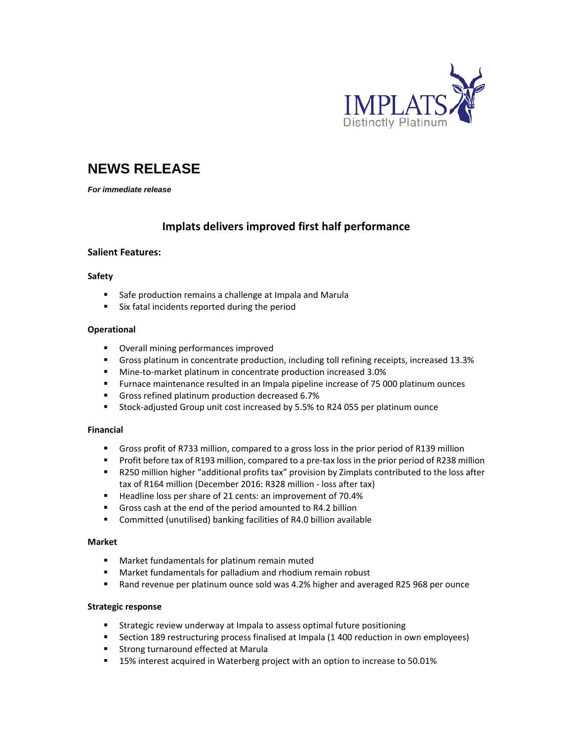# NEWS RELEASE

***For immediate release***

## Implats delivers improved first half performance

### Salient Features:

**Safety**

- Safe production remains a challenge at Impala and Marula
- Six fatal incidents reported during the period

**Operational**

- Overall mining performances improved
- Gross platinum in concentrate production, including toll refining receipts, increased 13.3%
- Mine-to-market platinum in concentrate production increased 3.0%
- Furnace maintenance resulted in an Impala pipeline increase of 75 000 platinum ounces
- Gross refined platinum production decreased 6.7%
- Stock-adjusted Group unit cost increased by 5.5% to R24 055 per platinum ounce

**Financial**

- Gross profit of R733 million, compared to a gross loss in the prior period of R139 million
- Profit before tax of R193 million, compared to a pre-tax loss in the prior period of R238 million
- R250 million higher "additional profits tax" provision by Zimplats contributed to the loss after tax of R164 million (December 2016: R328 million - loss after tax)
- Headline loss per share of 21 cents: an improvement of 70.4%
- Gross cash at the end of the period amounted to R4.2 billion
- Committed (unutilised) banking facilities of R4.0 billion available

**Market**

- Market fundamentals for platinum remain muted
- Market fundamentals for palladium and rhodium remain robust
- Rand revenue per platinum ounce sold was 4.2% higher and averaged R25 968 per ounce

**Strategic response**

- Strategic review underway at Impala to assess optimal future positioning
- Section 189 restructuring process finalised at Impala (1 400 reduction in own employees)
- Strong turnaround effected at Marula
- 15% interest acquired in Waterberg project with an option to increase to 50.01%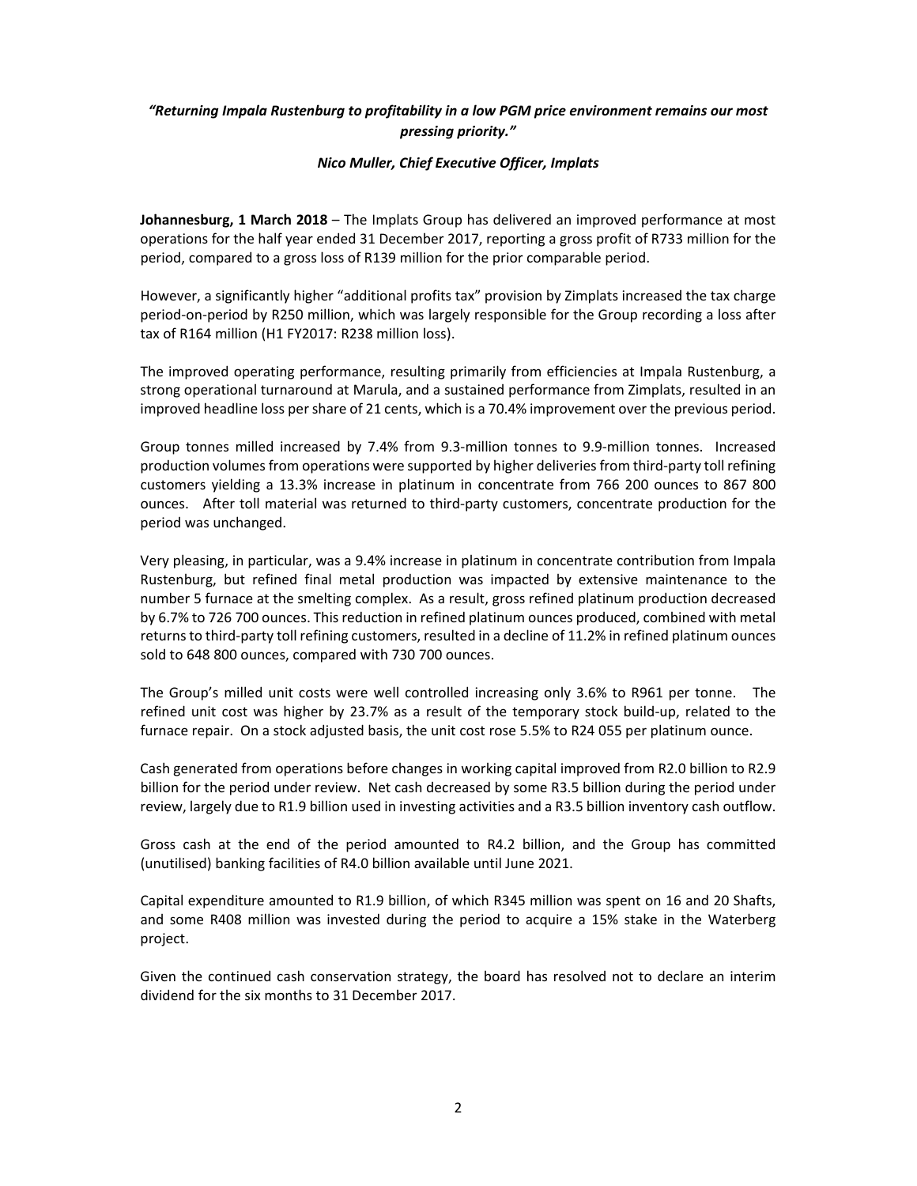***"Returning Impala Rustenburg to profitability in a low PGM price environment remains our most pressing priority."***

***Nico Muller, Chief Executive Officer, Implats***

**Johannesburg, 1 March 2018** – The Implats Group has delivered an improved performance at most operations for the half year ended 31 December 2017, reporting a gross profit of R733 million for the period, compared to a gross loss of R139 million for the prior comparable period.

However, a significantly higher "additional profits tax" provision by Zimplats increased the tax charge period-on-period by R250 million, which was largely responsible for the Group recording a loss after tax of R164 million (H1 FY2017: R238 million loss).

The improved operating performance, resulting primarily from efficiencies at Impala Rustenburg, a strong operational turnaround at Marula, and a sustained performance from Zimplats, resulted in an improved headline loss per share of 21 cents, which is a 70.4% improvement over the previous period.

Group tonnes milled increased by 7.4% from 9.3-million tonnes to 9.9-million tonnes. Increased production volumes from operations were supported by higher deliveries from third-party toll refining customers yielding a 13.3% increase in platinum in concentrate from 766 200 ounces to 867 800 ounces. After toll material was returned to third-party customers, concentrate production for the period was unchanged.

Very pleasing, in particular, was a 9.4% increase in platinum in concentrate contribution from Impala Rustenburg, but refined final metal production was impacted by extensive maintenance to the number 5 furnace at the smelting complex. As a result, gross refined platinum production decreased by 6.7% to 726 700 ounces. This reduction in refined platinum ounces produced, combined with metal returns to third-party toll refining customers, resulted in a decline of 11.2% in refined platinum ounces sold to 648 800 ounces, compared with 730 700 ounces.

The Group's milled unit costs were well controlled increasing only 3.6% to R961 per tonne. The refined unit cost was higher by 23.7% as a result of the temporary stock build-up, related to the furnace repair. On a stock adjusted basis, the unit cost rose 5.5% to R24 055 per platinum ounce.

Cash generated from operations before changes in working capital improved from R2.0 billion to R2.9 billion for the period under review. Net cash decreased by some R3.5 billion during the period under review, largely due to R1.9 billion used in investing activities and a R3.5 billion inventory cash outflow.

Gross cash at the end of the period amounted to R4.2 billion, and the Group has committed (unutilised) banking facilities of R4.0 billion available until June 2021.

Capital expenditure amounted to R1.9 billion, of which R345 million was spent on 16 and 20 Shafts, and some R408 million was invested during the period to acquire a 15% stake in the Waterberg project.

Given the continued cash conservation strategy, the board has resolved not to declare an interim dividend for the six months to 31 December 2017.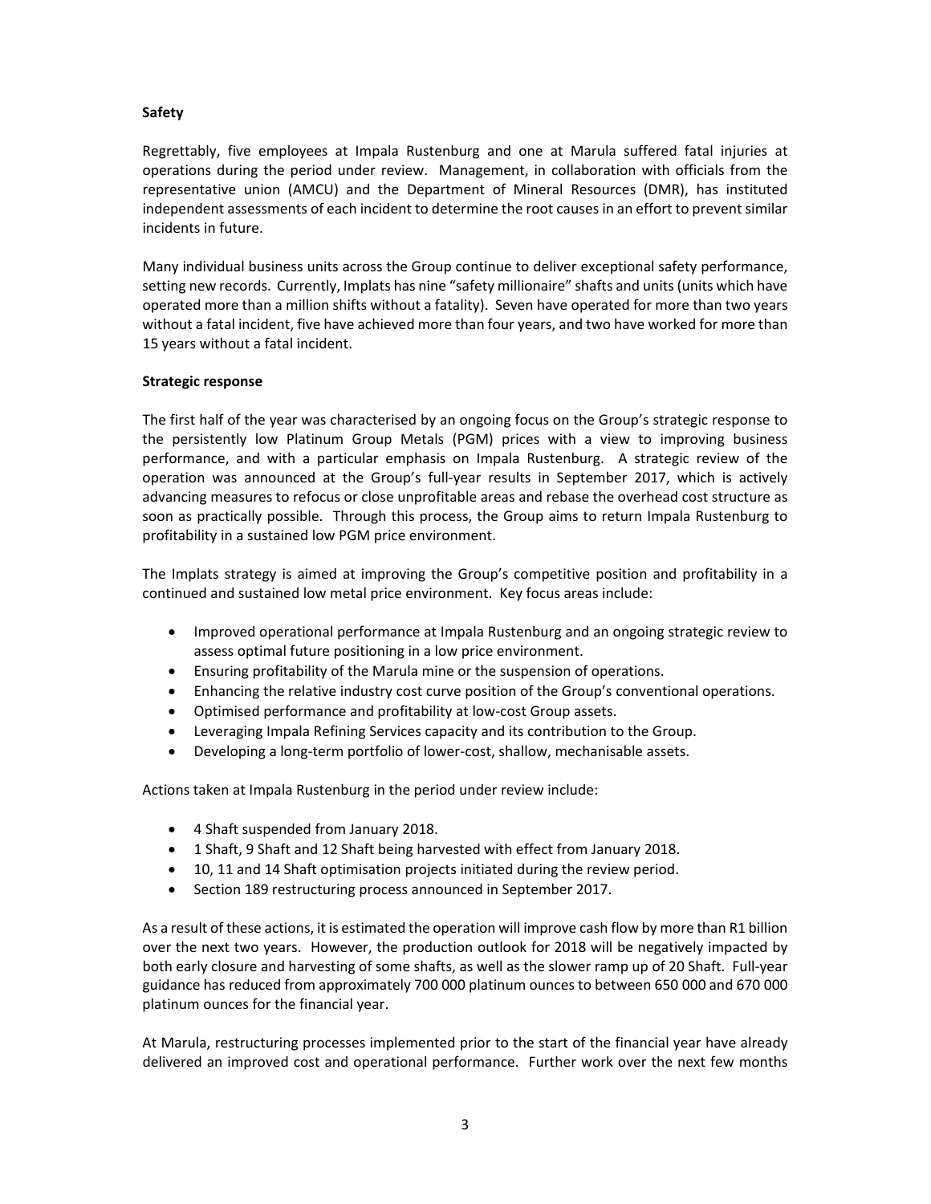**Safety**

Regrettably, five employees at Impala Rustenburg and one at Marula suffered fatal injuries at operations during the period under review. Management, in collaboration with officials from the representative union (AMCU) and the Department of Mineral Resources (DMR), has instituted independent assessments of each incident to determine the root causes in an effort to prevent similar incidents in future.

Many individual business units across the Group continue to deliver exceptional safety performance, setting new records. Currently, Implats has nine "safety millionaire" shafts and units (units which have operated more than a million shifts without a fatality). Seven have operated for more than two years without a fatal incident, five have achieved more than four years, and two have worked for more than 15 years without a fatal incident.

**Strategic response**

The first half of the year was characterised by an ongoing focus on the Group's strategic response to the persistently low Platinum Group Metals (PGM) prices with a view to improving business performance, and with a particular emphasis on Impala Rustenburg. A strategic review of the operation was announced at the Group's full-year results in September 2017, which is actively advancing measures to refocus or close unprofitable areas and rebase the overhead cost structure as soon as practically possible. Through this process, the Group aims to return Impala Rustenburg to profitability in a sustained low PGM price environment.

The Implats strategy is aimed at improving the Group's competitive position and profitability in a continued and sustained low metal price environment. Key focus areas include:

- Improved operational performance at Impala Rustenburg and an ongoing strategic review to assess optimal future positioning in a low price environment.
- Ensuring profitability of the Marula mine or the suspension of operations.
- Enhancing the relative industry cost curve position of the Group's conventional operations.
- Optimised performance and profitability at low-cost Group assets.
- Leveraging Impala Refining Services capacity and its contribution to the Group.
- Developing a long-term portfolio of lower-cost, shallow, mechanisable assets.

Actions taken at Impala Rustenburg in the period under review include:

- 4 Shaft suspended from January 2018.
- 1 Shaft, 9 Shaft and 12 Shaft being harvested with effect from January 2018.
- 10, 11 and 14 Shaft optimisation projects initiated during the review period.
- Section 189 restructuring process announced in September 2017.

As a result of these actions, it is estimated the operation will improve cash flow by more than R1 billion over the next two years. However, the production outlook for 2018 will be negatively impacted by both early closure and harvesting of some shafts, as well as the slower ramp up of 20 Shaft. Full-year guidance has reduced from approximately 700 000 platinum ounces to between 650 000 and 670 000 platinum ounces for the financial year.

At Marula, restructuring processes implemented prior to the start of the financial year have already delivered an improved cost and operational performance. Further work over the next few months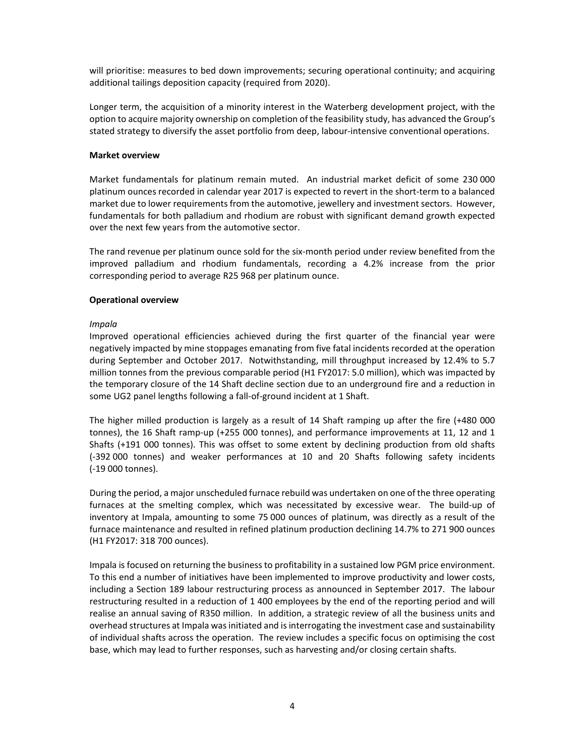will prioritise: measures to bed down improvements; securing operational continuity; and acquiring additional tailings deposition capacity (required from 2020).

Longer term, the acquisition of a minority interest in the Waterberg development project, with the option to acquire majority ownership on completion of the feasibility study, has advanced the Group's stated strategy to diversify the asset portfolio from deep, labour-intensive conventional operations.

**Market overview**

Market fundamentals for platinum remain muted. An industrial market deficit of some 230 000 platinum ounces recorded in calendar year 2017 is expected to revert in the short-term to a balanced market due to lower requirements from the automotive, jewellery and investment sectors. However, fundamentals for both palladium and rhodium are robust with significant demand growth expected over the next few years from the automotive sector.

The rand revenue per platinum ounce sold for the six-month period under review benefited from the improved palladium and rhodium fundamentals, recording a 4.2% increase from the prior corresponding period to average R25 968 per platinum ounce.

**Operational overview**

*Impala*

Improved operational efficiencies achieved during the first quarter of the financial year were negatively impacted by mine stoppages emanating from five fatal incidents recorded at the operation during September and October 2017. Notwithstanding, mill throughput increased by 12.4% to 5.7 million tonnes from the previous comparable period (H1 FY2017: 5.0 million), which was impacted by the temporary closure of the 14 Shaft decline section due to an underground fire and a reduction in some UG2 panel lengths following a fall-of-ground incident at 1 Shaft.

The higher milled production is largely as a result of 14 Shaft ramping up after the fire (+480 000 tonnes), the 16 Shaft ramp-up (+255 000 tonnes), and performance improvements at 11, 12 and 1 Shafts (+191 000 tonnes). This was offset to some extent by declining production from old shafts (-392 000 tonnes) and weaker performances at 10 and 20 Shafts following safety incidents (-19 000 tonnes).

During the period, a major unscheduled furnace rebuild was undertaken on one of the three operating furnaces at the smelting complex, which was necessitated by excessive wear. The build-up of inventory at Impala, amounting to some 75 000 ounces of platinum, was directly as a result of the furnace maintenance and resulted in refined platinum production declining 14.7% to 271 900 ounces (H1 FY2017: 318 700 ounces).

Impala is focused on returning the business to profitability in a sustained low PGM price environment. To this end a number of initiatives have been implemented to improve productivity and lower costs, including a Section 189 labour restructuring process as announced in September 2017. The labour restructuring resulted in a reduction of 1 400 employees by the end of the reporting period and will realise an annual saving of R350 million. In addition, a strategic review of all the business units and overhead structures at Impala was initiated and is interrogating the investment case and sustainability of individual shafts across the operation. The review includes a specific focus on optimising the cost base, which may lead to further responses, such as harvesting and/or closing certain shafts.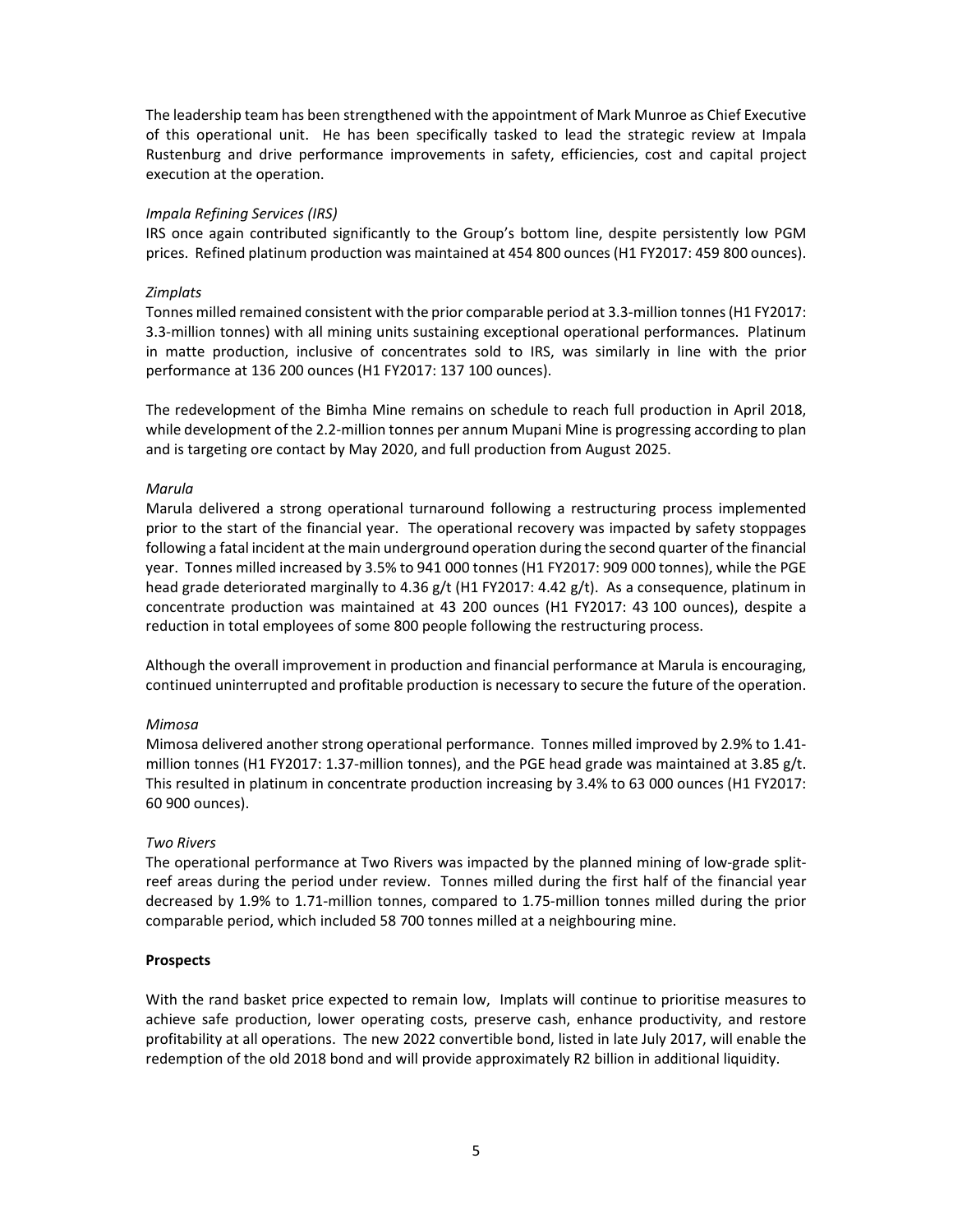The leadership team has been strengthened with the appointment of Mark Munroe as Chief Executive of this operational unit. He has been specifically tasked to lead the strategic review at Impala Rustenburg and drive performance improvements in safety, efficiencies, cost and capital project execution at the operation.

*Impala Refining Services (IRS)*

IRS once again contributed significantly to the Group's bottom line, despite persistently low PGM prices. Refined platinum production was maintained at 454 800 ounces (H1 FY2017: 459 800 ounces).

*Zimplats*

Tonnes milled remained consistent with the prior comparable period at 3.3-million tonnes (H1 FY2017: 3.3-million tonnes) with all mining units sustaining exceptional operational performances. Platinum in matte production, inclusive of concentrates sold to IRS, was similarly in line with the prior performance at 136 200 ounces (H1 FY2017: 137 100 ounces).

The redevelopment of the Bimha Mine remains on schedule to reach full production in April 2018, while development of the 2.2-million tonnes per annum Mupani Mine is progressing according to plan and is targeting ore contact by May 2020, and full production from August 2025.

*Marula*

Marula delivered a strong operational turnaround following a restructuring process implemented prior to the start of the financial year. The operational recovery was impacted by safety stoppages following a fatal incident at the main underground operation during the second quarter of the financial year. Tonnes milled increased by 3.5% to 941 000 tonnes (H1 FY2017: 909 000 tonnes), while the PGE head grade deteriorated marginally to 4.36 g/t (H1 FY2017: 4.42 g/t). As a consequence, platinum in concentrate production was maintained at 43 200 ounces (H1 FY2017: 43 100 ounces), despite a reduction in total employees of some 800 people following the restructuring process.

Although the overall improvement in production and financial performance at Marula is encouraging, continued uninterrupted and profitable production is necessary to secure the future of the operation.

*Mimosa*

Mimosa delivered another strong operational performance. Tonnes milled improved by 2.9% to 1.41-million tonnes (H1 FY2017: 1.37-million tonnes), and the PGE head grade was maintained at 3.85 g/t. This resulted in platinum in concentrate production increasing by 3.4% to 63 000 ounces (H1 FY2017: 60 900 ounces).

*Two Rivers*

The operational performance at Two Rivers was impacted by the planned mining of low-grade split-reef areas during the period under review. Tonnes milled during the first half of the financial year decreased by 1.9% to 1.71-million tonnes, compared to 1.75-million tonnes milled during the prior comparable period, which included 58 700 tonnes milled at a neighbouring mine.

**Prospects**

With the rand basket price expected to remain low, Implats will continue to prioritise measures to achieve safe production, lower operating costs, preserve cash, enhance productivity, and restore profitability at all operations. The new 2022 convertible bond, listed in late July 2017, will enable the redemption of the old 2018 bond and will provide approximately R2 billion in additional liquidity.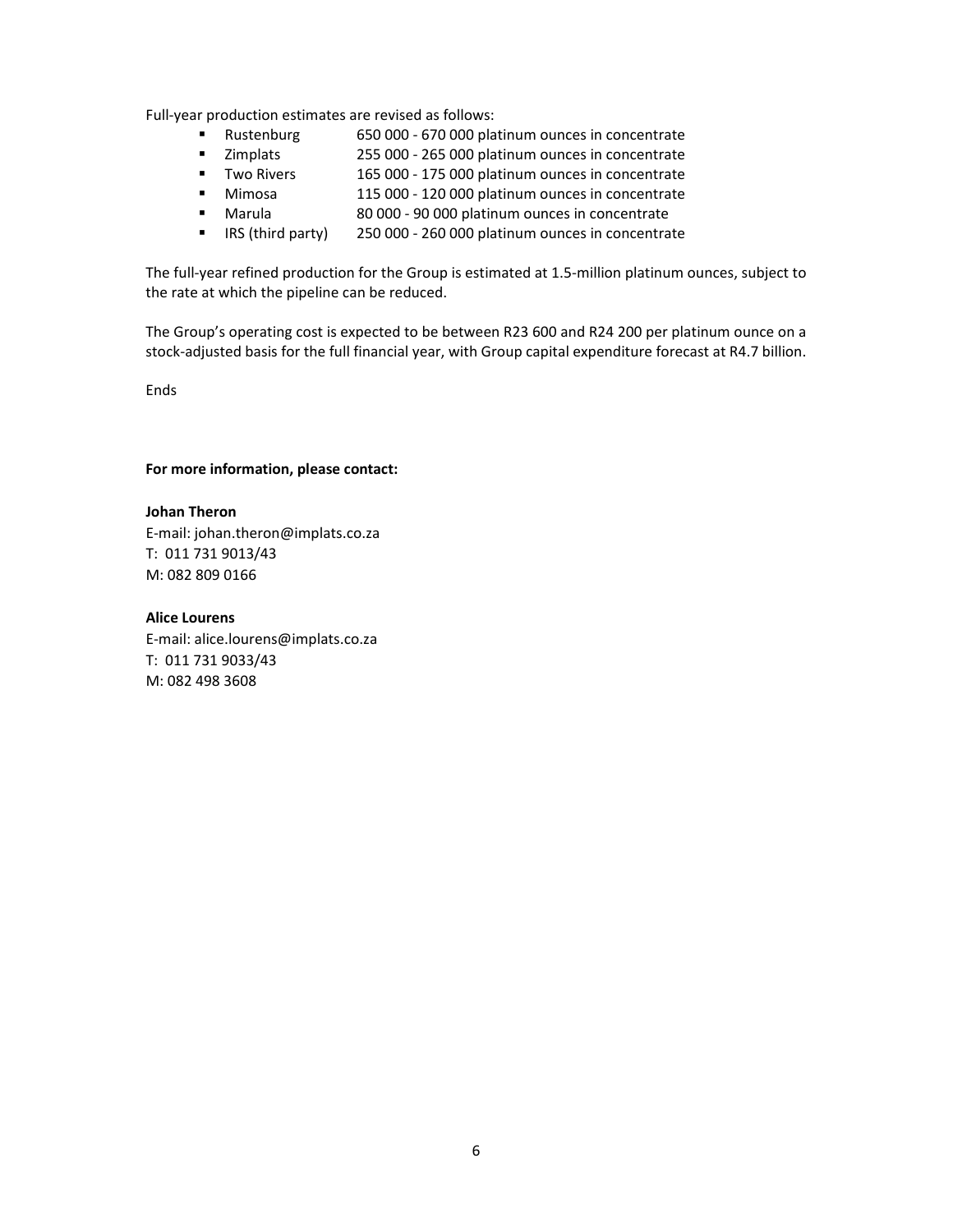Full-year production estimates are revised as follows:

- Rustenburg 650 000 - 670 000 platinum ounces in concentrate
- Zimplats 255 000 - 265 000 platinum ounces in concentrate
- Two Rivers 165 000 - 175 000 platinum ounces in concentrate
- Mimosa 115 000 - 120 000 platinum ounces in concentrate
- Marula 80 000 - 90 000 platinum ounces in concentrate
- IRS (third party) 250 000 - 260 000 platinum ounces in concentrate

The full-year refined production for the Group is estimated at 1.5-million platinum ounces, subject to the rate at which the pipeline can be reduced.

The Group's operating cost is expected to be between R23 600 and R24 200 per platinum ounce on a stock-adjusted basis for the full financial year, with Group capital expenditure forecast at R4.7 billion.

Ends

**For more information, please contact:**

**Johan Theron**
E-mail: johan.theron@implats.co.za
T: 011 731 9013/43
M: 082 809 0166

**Alice Lourens**
E-mail: alice.lourens@implats.co.za
T: 011 731 9033/43
M: 082 498 3608